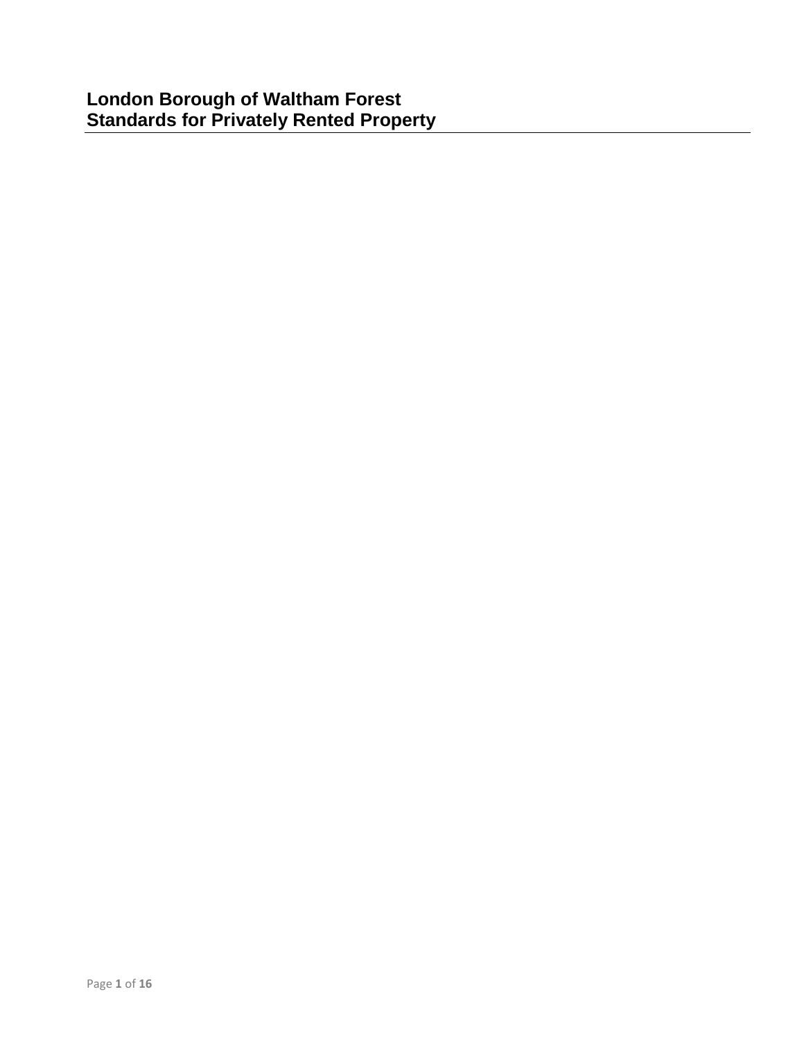# London Borough of Waltham Forest
# Standards for Privately Rented Property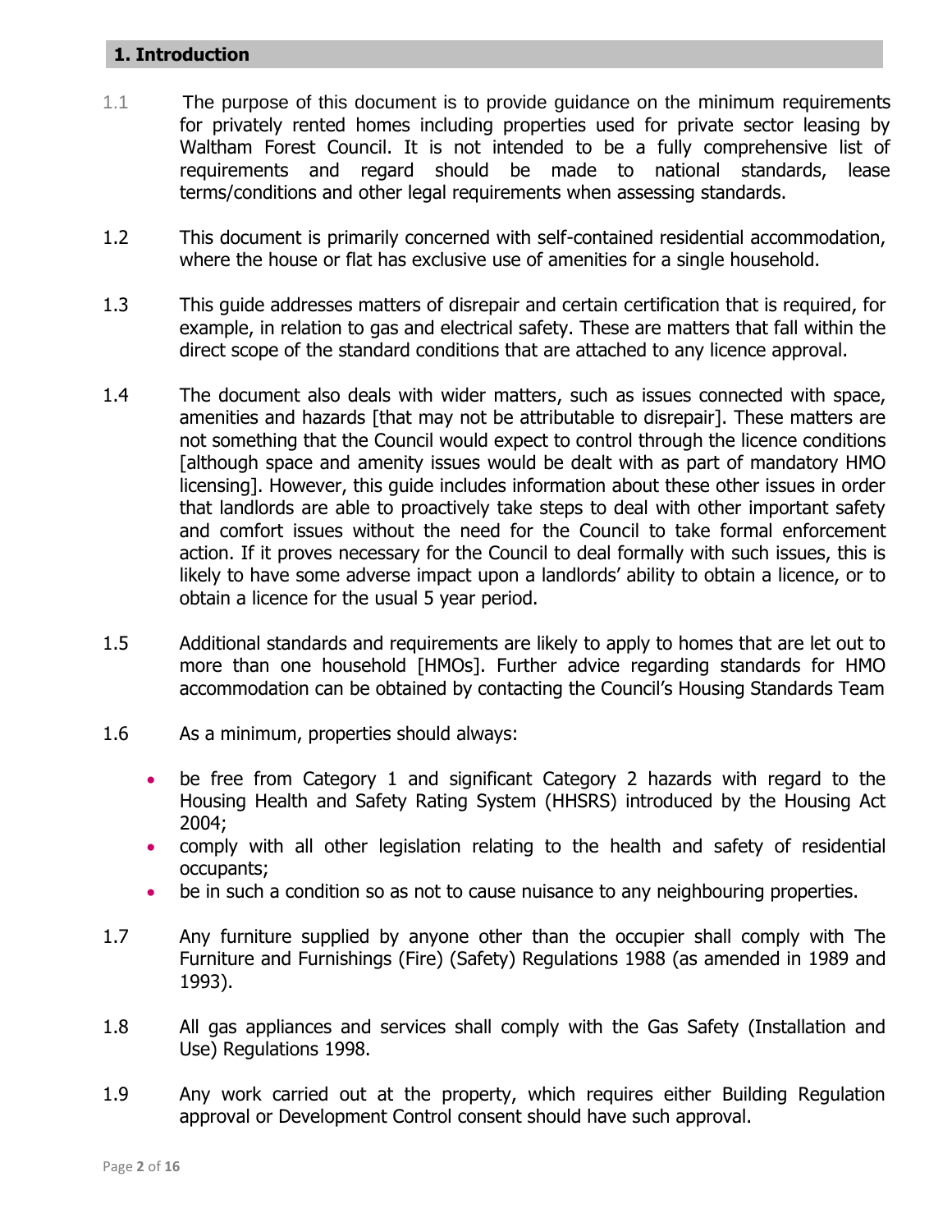## 1. Introduction

1.1 The purpose of this document is to provide guidance on the minimum requirements for privately rented homes including properties used for private sector leasing by Waltham Forest Council. It is not intended to be a fully comprehensive list of requirements and regard should be made to national standards, lease terms/conditions and other legal requirements when assessing standards.

1.2 This document is primarily concerned with self-contained residential accommodation, where the house or flat has exclusive use of amenities for a single household.

1.3 This guide addresses matters of disrepair and certain certification that is required, for example, in relation to gas and electrical safety. These are matters that fall within the direct scope of the standard conditions that are attached to any licence approval.

1.4 The document also deals with wider matters, such as issues connected with space, amenities and hazards [that may not be attributable to disrepair]. These matters are not something that the Council would expect to control through the licence conditions [although space and amenity issues would be dealt with as part of mandatory HMO licensing]. However, this guide includes information about these other issues in order that landlords are able to proactively take steps to deal with other important safety and comfort issues without the need for the Council to take formal enforcement action. If it proves necessary for the Council to deal formally with such issues, this is likely to have some adverse impact upon a landlords' ability to obtain a licence, or to obtain a licence for the usual 5 year period.

1.5 Additional standards and requirements are likely to apply to homes that are let out to more than one household [HMOs]. Further advice regarding standards for HMO accommodation can be obtained by contacting the Council's Housing Standards Team

1.6 As a minimum, properties should always:

- be free from Category 1 and significant Category 2 hazards with regard to the Housing Health and Safety Rating System (HHSRS) introduced by the Housing Act 2004;
- comply with all other legislation relating to the health and safety of residential occupants;
- be in such a condition so as not to cause nuisance to any neighbouring properties.

1.7 Any furniture supplied by anyone other than the occupier shall comply with The Furniture and Furnishings (Fire) (Safety) Regulations 1988 (as amended in 1989 and 1993).

1.8 All gas appliances and services shall comply with the Gas Safety (Installation and Use) Regulations 1998.

1.9 Any work carried out at the property, which requires either Building Regulation approval or Development Control consent should have such approval.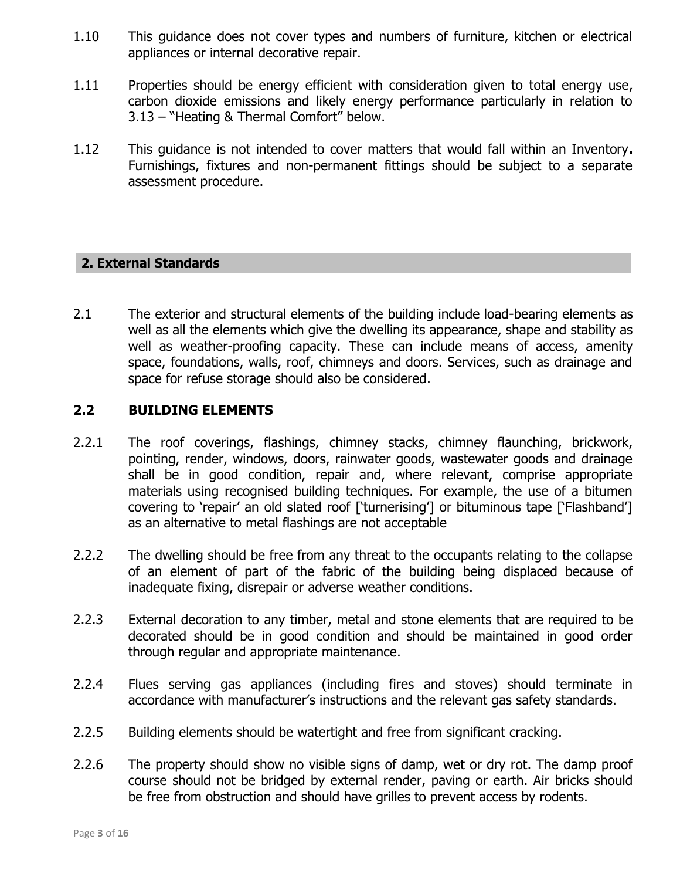1.10 This guidance does not cover types and numbers of furniture, kitchen or electrical appliances or internal decorative repair.

1.11 Properties should be energy efficient with consideration given to total energy use, carbon dioxide emissions and likely energy performance particularly in relation to 3.13 – "Heating & Thermal Comfort" below.

1.12 This guidance is not intended to cover matters that would fall within an Inventory**.** Furnishings, fixtures and non-permanent fittings should be subject to a separate assessment procedure.

## 2. External Standards

2.1 The exterior and structural elements of the building include load-bearing elements as well as all the elements which give the dwelling its appearance, shape and stability as well as weather-proofing capacity. These can include means of access, amenity space, foundations, walls, roof, chimneys and doors. Services, such as drainage and space for refuse storage should also be considered.

### 2.2 BUILDING ELEMENTS

2.2.1 The roof coverings, flashings, chimney stacks, chimney flaunching, brickwork, pointing, render, windows, doors, rainwater goods, wastewater goods and drainage shall be in good condition, repair and, where relevant, comprise appropriate materials using recognised building techniques. For example, the use of a bitumen covering to 'repair' an old slated roof ['turnerising'] or bituminous tape ['Flashband'] as an alternative to metal flashings are not acceptable

2.2.2 The dwelling should be free from any threat to the occupants relating to the collapse of an element of part of the fabric of the building being displaced because of inadequate fixing, disrepair or adverse weather conditions.

2.2.3 External decoration to any timber, metal and stone elements that are required to be decorated should be in good condition and should be maintained in good order through regular and appropriate maintenance.

2.2.4 Flues serving gas appliances (including fires and stoves) should terminate in accordance with manufacturer's instructions and the relevant gas safety standards.

2.2.5 Building elements should be watertight and free from significant cracking.

2.2.6 The property should show no visible signs of damp, wet or dry rot. The damp proof course should not be bridged by external render, paving or earth. Air bricks should be free from obstruction and should have grilles to prevent access by rodents.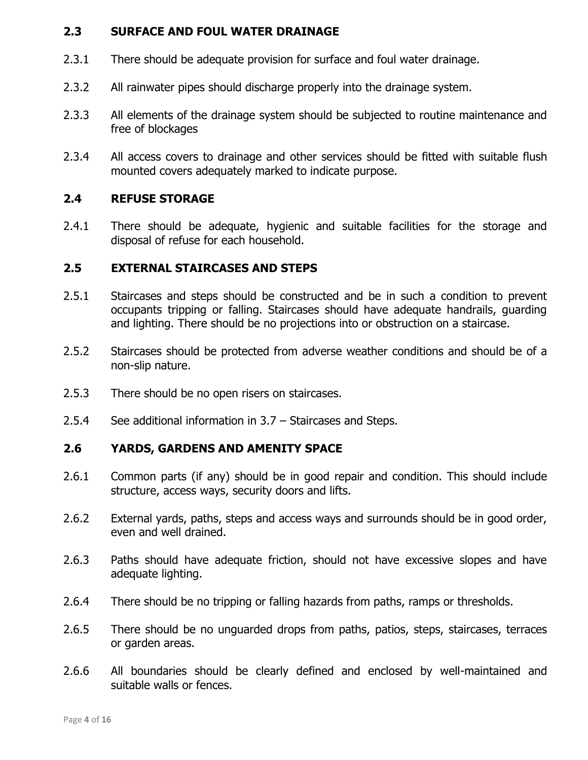## 2.3 SURFACE AND FOUL WATER DRAINAGE

2.3.1 There should be adequate provision for surface and foul water drainage.

2.3.2 All rainwater pipes should discharge properly into the drainage system.

2.3.3 All elements of the drainage system should be subjected to routine maintenance and free of blockages

2.3.4 All access covers to drainage and other services should be fitted with suitable flush mounted covers adequately marked to indicate purpose.

## 2.4 REFUSE STORAGE

2.4.1 There should be adequate, hygienic and suitable facilities for the storage and disposal of refuse for each household.

## 2.5 EXTERNAL STAIRCASES AND STEPS

2.5.1 Staircases and steps should be constructed and be in such a condition to prevent occupants tripping or falling. Staircases should have adequate handrails, guarding and lighting. There should be no projections into or obstruction on a staircase.

2.5.2 Staircases should be protected from adverse weather conditions and should be of a non-slip nature.

2.5.3 There should be no open risers on staircases.

2.5.4 See additional information in 3.7 – Staircases and Steps.

## 2.6 YARDS, GARDENS AND AMENITY SPACE

2.6.1 Common parts (if any) should be in good repair and condition. This should include structure, access ways, security doors and lifts.

2.6.2 External yards, paths, steps and access ways and surrounds should be in good order, even and well drained.

2.6.3 Paths should have adequate friction, should not have excessive slopes and have adequate lighting.

2.6.4 There should be no tripping or falling hazards from paths, ramps or thresholds.

2.6.5 There should be no unguarded drops from paths, patios, steps, staircases, terraces or garden areas.

2.6.6 All boundaries should be clearly defined and enclosed by well-maintained and suitable walls or fences.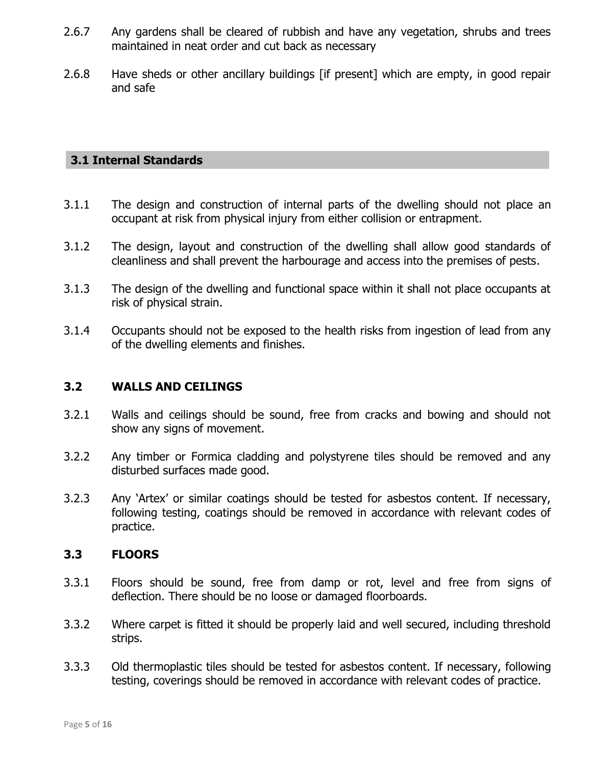2.6.7 Any gardens shall be cleared of rubbish and have any vegetation, shrubs and trees maintained in neat order and cut back as necessary

2.6.8 Have sheds or other ancillary buildings [if present] which are empty, in good repair and safe

## 3.1 Internal Standards

3.1.1 The design and construction of internal parts of the dwelling should not place an occupant at risk from physical injury from either collision or entrapment.

3.1.2 The design, layout and construction of the dwelling shall allow good standards of cleanliness and shall prevent the harbourage and access into the premises of pests.

3.1.3 The design of the dwelling and functional space within it shall not place occupants at risk of physical strain.

3.1.4 Occupants should not be exposed to the health risks from ingestion of lead from any of the dwelling elements and finishes.

## 3.2 WALLS AND CEILINGS

3.2.1 Walls and ceilings should be sound, free from cracks and bowing and should not show any signs of movement.

3.2.2 Any timber or Formica cladding and polystyrene tiles should be removed and any disturbed surfaces made good.

3.2.3 Any 'Artex' or similar coatings should be tested for asbestos content. If necessary, following testing, coatings should be removed in accordance with relevant codes of practice.

## 3.3 FLOORS

3.3.1 Floors should be sound, free from damp or rot, level and free from signs of deflection. There should be no loose or damaged floorboards.

3.3.2 Where carpet is fitted it should be properly laid and well secured, including threshold strips.

3.3.3 Old thermoplastic tiles should be tested for asbestos content. If necessary, following testing, coverings should be removed in accordance with relevant codes of practice.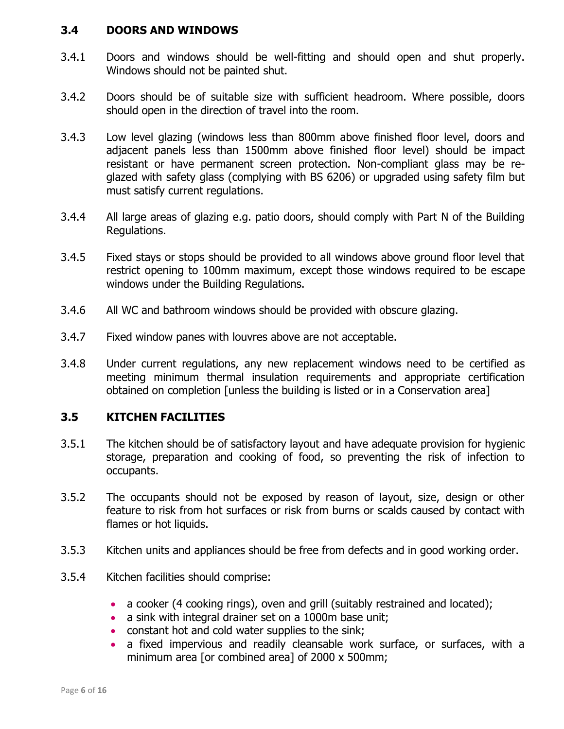### 3.4 DOORS AND WINDOWS

3.4.1 Doors and windows should be well-fitting and should open and shut properly. Windows should not be painted shut.

3.4.2 Doors should be of suitable size with sufficient headroom. Where possible, doors should open in the direction of travel into the room.

3.4.3 Low level glazing (windows less than 800mm above finished floor level, doors and adjacent panels less than 1500mm above finished floor level) should be impact resistant or have permanent screen protection. Non-compliant glass may be re-glazed with safety glass (complying with BS 6206) or upgraded using safety film but must satisfy current regulations.

3.4.4 All large areas of glazing e.g. patio doors, should comply with Part N of the Building Regulations.

3.4.5 Fixed stays or stops should be provided to all windows above ground floor level that restrict opening to 100mm maximum, except those windows required to be escape windows under the Building Regulations.

3.4.6 All WC and bathroom windows should be provided with obscure glazing.

3.4.7 Fixed window panes with louvres above are not acceptable.

3.4.8 Under current regulations, any new replacement windows need to be certified as meeting minimum thermal insulation requirements and appropriate certification obtained on completion [unless the building is listed or in a Conservation area]

### 3.5 KITCHEN FACILITIES

3.5.1 The kitchen should be of satisfactory layout and have adequate provision for hygienic storage, preparation and cooking of food, so preventing the risk of infection to occupants.

3.5.2 The occupants should not be exposed by reason of layout, size, design or other feature to risk from hot surfaces or risk from burns or scalds caused by contact with flames or hot liquids.

3.5.3 Kitchen units and appliances should be free from defects and in good working order.

3.5.4 Kitchen facilities should comprise:

- a cooker (4 cooking rings), oven and grill (suitably restrained and located);
- a sink with integral drainer set on a 1000m base unit;
- constant hot and cold water supplies to the sink;
- a fixed impervious and readily cleansable work surface, or surfaces, with a minimum area [or combined area] of 2000 x 500mm;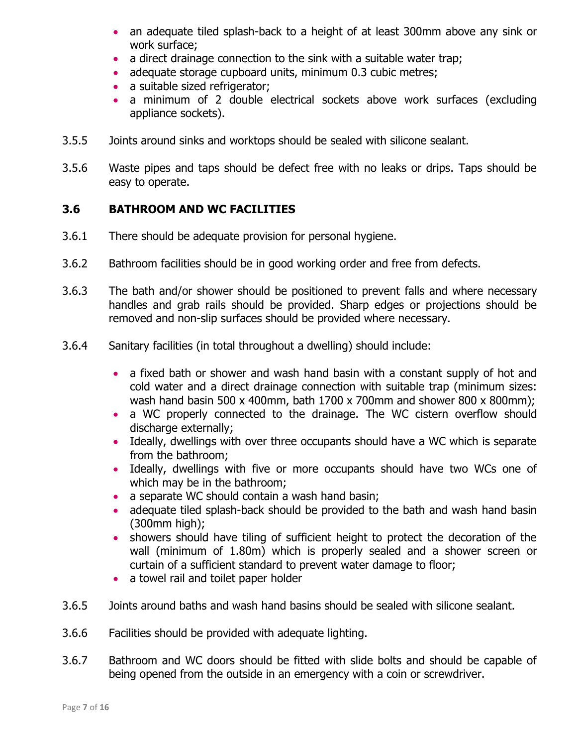- an adequate tiled splash-back to a height of at least 300mm above any sink or work surface;
- a direct drainage connection to the sink with a suitable water trap;
- adequate storage cupboard units, minimum 0.3 cubic metres;
- a suitable sized refrigerator;
- a minimum of 2 double electrical sockets above work surfaces (excluding appliance sockets).

3.5.5 Joints around sinks and worktops should be sealed with silicone sealant.

3.5.6 Waste pipes and taps should be defect free with no leaks or drips. Taps should be easy to operate.

### 3.6 BATHROOM AND WC FACILITIES

3.6.1 There should be adequate provision for personal hygiene.

3.6.2 Bathroom facilities should be in good working order and free from defects.

3.6.3 The bath and/or shower should be positioned to prevent falls and where necessary handles and grab rails should be provided. Sharp edges or projections should be removed and non-slip surfaces should be provided where necessary.

3.6.4 Sanitary facilities (in total throughout a dwelling) should include:

- a fixed bath or shower and wash hand basin with a constant supply of hot and cold water and a direct drainage connection with suitable trap (minimum sizes: wash hand basin 500 x 400mm, bath 1700 x 700mm and shower 800 x 800mm);
- a WC properly connected to the drainage. The WC cistern overflow should discharge externally;
- Ideally, dwellings with over three occupants should have a WC which is separate from the bathroom;
- Ideally, dwellings with five or more occupants should have two WCs one of which may be in the bathroom;
- a separate WC should contain a wash hand basin;
- adequate tiled splash-back should be provided to the bath and wash hand basin (300mm high);
- showers should have tiling of sufficient height to protect the decoration of the wall (minimum of 1.80m) which is properly sealed and a shower screen or curtain of a sufficient standard to prevent water damage to floor;
- a towel rail and toilet paper holder

3.6.5 Joints around baths and wash hand basins should be sealed with silicone sealant.

3.6.6 Facilities should be provided with adequate lighting.

3.6.7 Bathroom and WC doors should be fitted with slide bolts and should be capable of being opened from the outside in an emergency with a coin or screwdriver.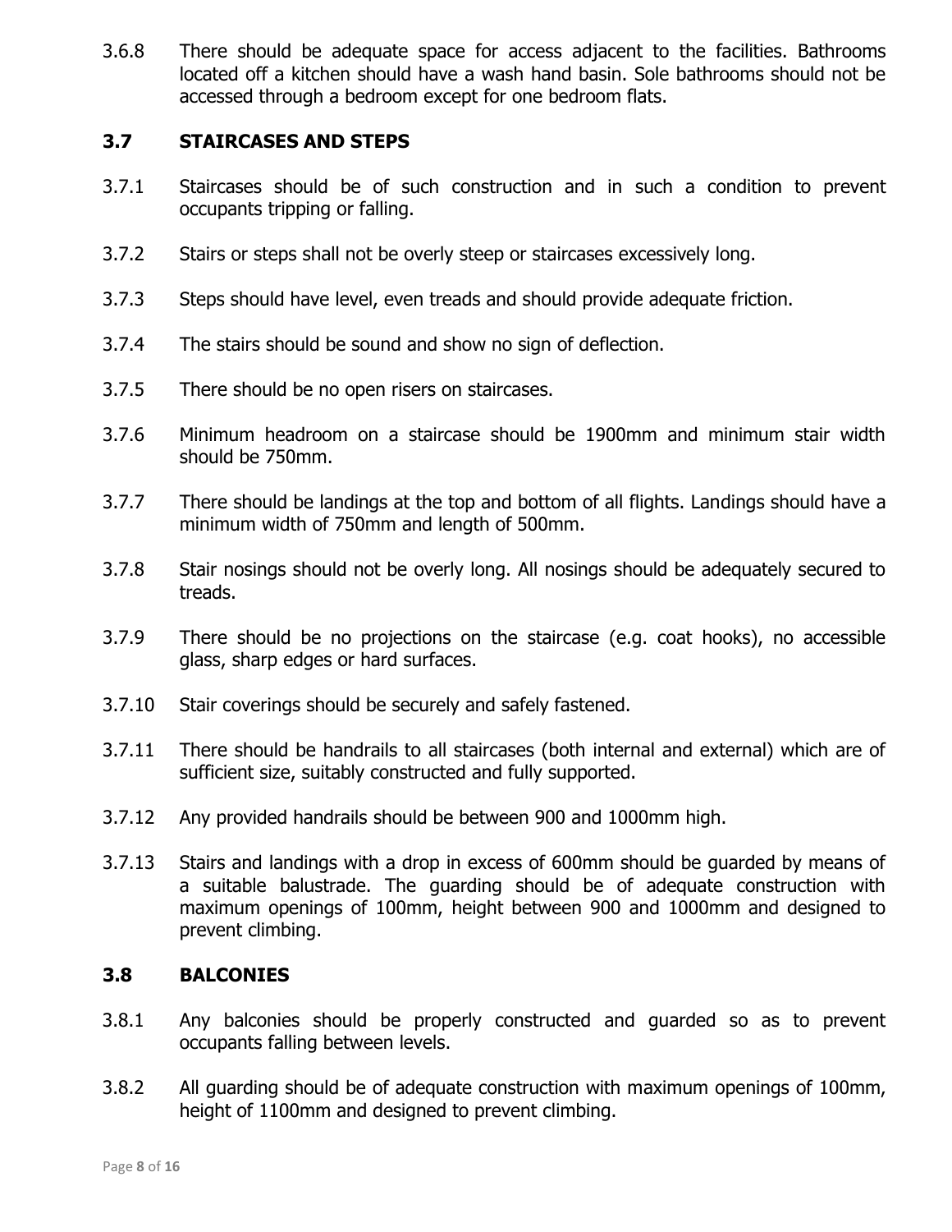3.6.8 There should be adequate space for access adjacent to the facilities. Bathrooms located off a kitchen should have a wash hand basin. Sole bathrooms should not be accessed through a bedroom except for one bedroom flats.

### 3.7 STAIRCASES AND STEPS

3.7.1 Staircases should be of such construction and in such a condition to prevent occupants tripping or falling.

3.7.2 Stairs or steps shall not be overly steep or staircases excessively long.

3.7.3 Steps should have level, even treads and should provide adequate friction.

3.7.4 The stairs should be sound and show no sign of deflection.

3.7.5 There should be no open risers on staircases.

3.7.6 Minimum headroom on a staircase should be 1900mm and minimum stair width should be 750mm.

3.7.7 There should be landings at the top and bottom of all flights. Landings should have a minimum width of 750mm and length of 500mm.

3.7.8 Stair nosings should not be overly long. All nosings should be adequately secured to treads.

3.7.9 There should be no projections on the staircase (e.g. coat hooks), no accessible glass, sharp edges or hard surfaces.

3.7.10 Stair coverings should be securely and safely fastened.

3.7.11 There should be handrails to all staircases (both internal and external) which are of sufficient size, suitably constructed and fully supported.

3.7.12 Any provided handrails should be between 900 and 1000mm high.

3.7.13 Stairs and landings with a drop in excess of 600mm should be guarded by means of a suitable balustrade. The guarding should be of adequate construction with maximum openings of 100mm, height between 900 and 1000mm and designed to prevent climbing.

### 3.8 BALCONIES

3.8.1 Any balconies should be properly constructed and guarded so as to prevent occupants falling between levels.

3.8.2 All guarding should be of adequate construction with maximum openings of 100mm, height of 1100mm and designed to prevent climbing.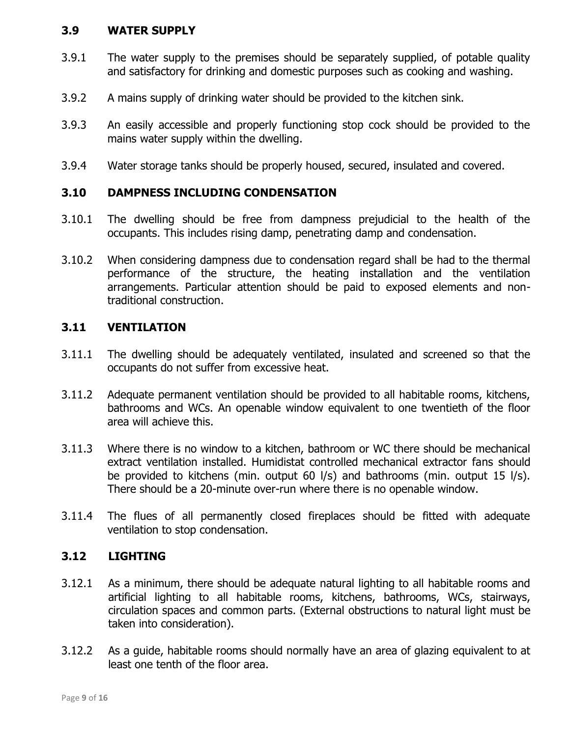### 3.9 WATER SUPPLY

3.9.1 The water supply to the premises should be separately supplied, of potable quality and satisfactory for drinking and domestic purposes such as cooking and washing.

3.9.2 A mains supply of drinking water should be provided to the kitchen sink.

3.9.3 An easily accessible and properly functioning stop cock should be provided to the mains water supply within the dwelling.

3.9.4 Water storage tanks should be properly housed, secured, insulated and covered.

### 3.10 DAMPNESS INCLUDING CONDENSATION

3.10.1 The dwelling should be free from dampness prejudicial to the health of the occupants. This includes rising damp, penetrating damp and condensation.

3.10.2 When considering dampness due to condensation regard shall be had to the thermal performance of the structure, the heating installation and the ventilation arrangements. Particular attention should be paid to exposed elements and non-traditional construction.

### 3.11 VENTILATION

3.11.1 The dwelling should be adequately ventilated, insulated and screened so that the occupants do not suffer from excessive heat.

3.11.2 Adequate permanent ventilation should be provided to all habitable rooms, kitchens, bathrooms and WCs. An openable window equivalent to one twentieth of the floor area will achieve this.

3.11.3 Where there is no window to a kitchen, bathroom or WC there should be mechanical extract ventilation installed. Humidistat controlled mechanical extractor fans should be provided to kitchens (min. output 60 l/s) and bathrooms (min. output 15 l/s). There should be a 20-minute over-run where there is no openable window.

3.11.4 The flues of all permanently closed fireplaces should be fitted with adequate ventilation to stop condensation.

### 3.12 LIGHTING

3.12.1 As a minimum, there should be adequate natural lighting to all habitable rooms and artificial lighting to all habitable rooms, kitchens, bathrooms, WCs, stairways, circulation spaces and common parts. (External obstructions to natural light must be taken into consideration).

3.12.2 As a guide, habitable rooms should normally have an area of glazing equivalent to at least one tenth of the floor area.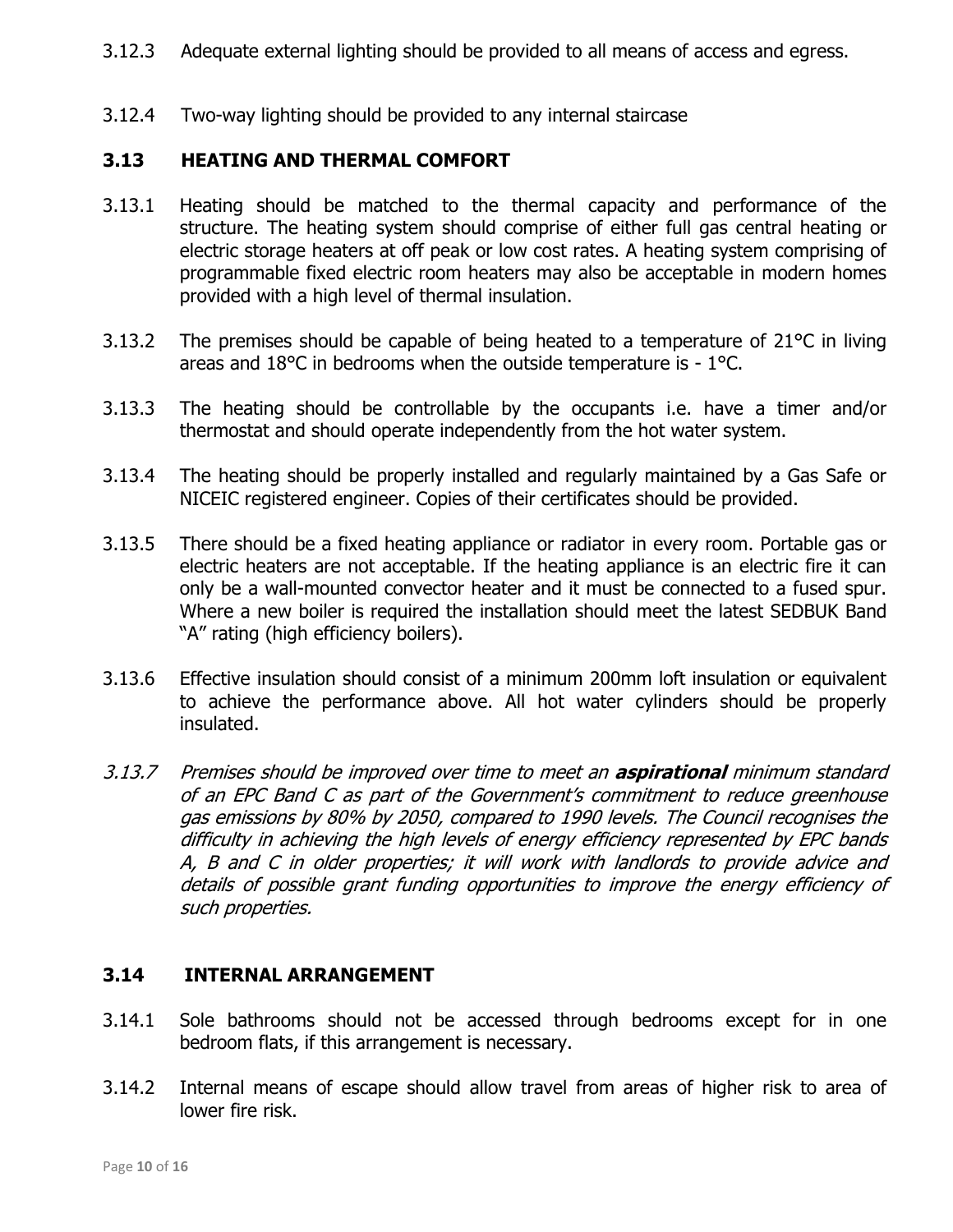3.12.3 Adequate external lighting should be provided to all means of access and egress.

3.12.4 Two-way lighting should be provided to any internal staircase

### 3.13 HEATING AND THERMAL COMFORT

3.13.1 Heating should be matched to the thermal capacity and performance of the structure. The heating system should comprise of either full gas central heating or electric storage heaters at off peak or low cost rates. A heating system comprising of programmable fixed electric room heaters may also be acceptable in modern homes provided with a high level of thermal insulation.

3.13.2 The premises should be capable of being heated to a temperature of 21°C in living areas and 18°C in bedrooms when the outside temperature is - 1°C.

3.13.3 The heating should be controllable by the occupants i.e. have a timer and/or thermostat and should operate independently from the hot water system.

3.13.4 The heating should be properly installed and regularly maintained by a Gas Safe or NICEIC registered engineer. Copies of their certificates should be provided.

3.13.5 There should be a fixed heating appliance or radiator in every room. Portable gas or electric heaters are not acceptable. If the heating appliance is an electric fire it can only be a wall-mounted convector heater and it must be connected to a fused spur. Where a new boiler is required the installation should meet the latest SEDBUK Band "A" rating (high efficiency boilers).

3.13.6 Effective insulation should consist of a minimum 200mm loft insulation or equivalent to achieve the performance above. All hot water cylinders should be properly insulated.

*3.13.7 Premises should be improved over time to meet an **aspirational** minimum standard of an EPC Band C as part of the Government's commitment to reduce greenhouse gas emissions by 80% by 2050, compared to 1990 levels. The Council recognises the difficulty in achieving the high levels of energy efficiency represented by EPC bands A, B and C in older properties; it will work with landlords to provide advice and details of possible grant funding opportunities to improve the energy efficiency of such properties.*

### 3.14 INTERNAL ARRANGEMENT

3.14.1 Sole bathrooms should not be accessed through bedrooms except for in one bedroom flats, if this arrangement is necessary.

3.14.2 Internal means of escape should allow travel from areas of higher risk to area of lower fire risk.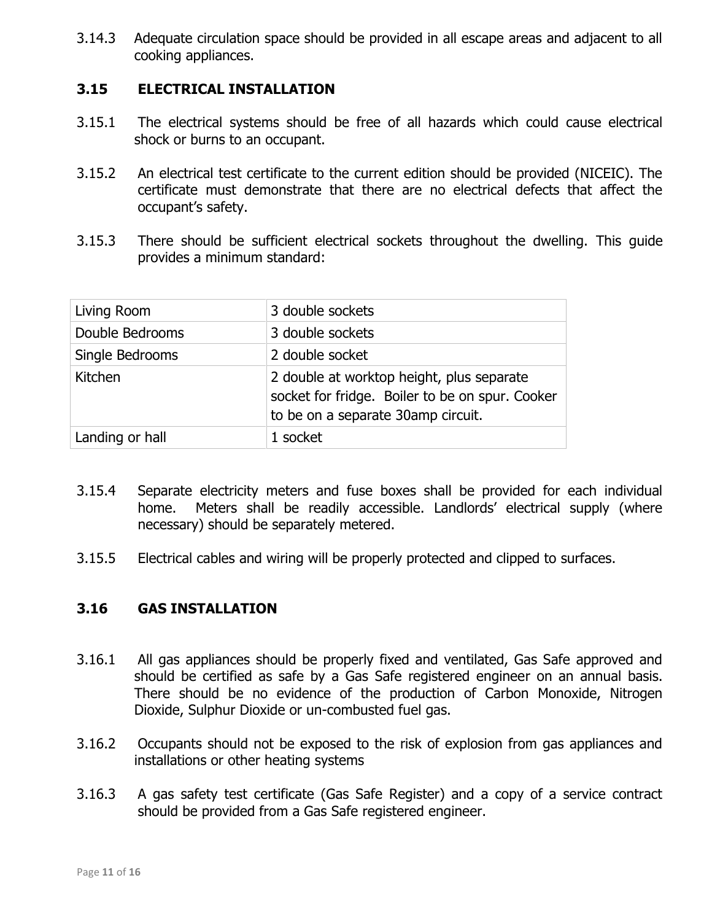3.14.3 Adequate circulation space should be provided in all escape areas and adjacent to all cooking appliances.

### 3.15 ELECTRICAL INSTALLATION

3.15.1 The electrical systems should be free of all hazards which could cause electrical shock or burns to an occupant.

3.15.2 An electrical test certificate to the current edition should be provided (NICEIC). The certificate must demonstrate that there are no electrical defects that affect the occupant's safety.

3.15.3 There should be sufficient electrical sockets throughout the dwelling. This guide provides a minimum standard:

| | |
|---|---|
| Living Room | 3 double sockets |
| Double Bedrooms | 3 double sockets |
| Single Bedrooms | 2 double socket |
| Kitchen | 2 double at worktop height, plus separate socket for fridge. Boiler to be on spur. Cooker to be on a separate 30amp circuit. |
| Landing or hall | 1 socket |

3.15.4 Separate electricity meters and fuse boxes shall be provided for each individual home. Meters shall be readily accessible. Landlords' electrical supply (where necessary) should be separately metered.

3.15.5 Electrical cables and wiring will be properly protected and clipped to surfaces.

### 3.16 GAS INSTALLATION

3.16.1 All gas appliances should be properly fixed and ventilated, Gas Safe approved and should be certified as safe by a Gas Safe registered engineer on an annual basis. There should be no evidence of the production of Carbon Monoxide, Nitrogen Dioxide, Sulphur Dioxide or un-combusted fuel gas.

3.16.2 Occupants should not be exposed to the risk of explosion from gas appliances and installations or other heating systems

3.16.3 A gas safety test certificate (Gas Safe Register) and a copy of a service contract should be provided from a Gas Safe registered engineer.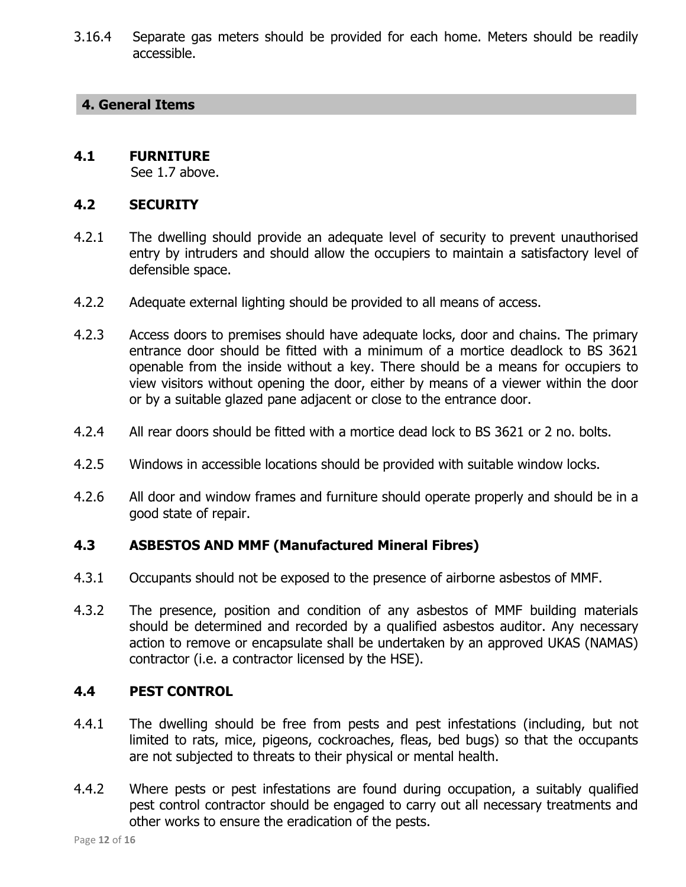3.16.4 Separate gas meters should be provided for each home. Meters should be readily accessible.

## 4. General Items

### 4.1 FURNITURE

See 1.7 above.

### 4.2 SECURITY

4.2.1 The dwelling should provide an adequate level of security to prevent unauthorised entry by intruders and should allow the occupiers to maintain a satisfactory level of defensible space.

4.2.2 Adequate external lighting should be provided to all means of access.

4.2.3 Access doors to premises should have adequate locks, door and chains. The primary entrance door should be fitted with a minimum of a mortice deadlock to BS 3621 openable from the inside without a key. There should be a means for occupiers to view visitors without opening the door, either by means of a viewer within the door or by a suitable glazed pane adjacent or close to the entrance door.

4.2.4 All rear doors should be fitted with a mortice dead lock to BS 3621 or 2 no. bolts.

4.2.5 Windows in accessible locations should be provided with suitable window locks.

4.2.6 All door and window frames and furniture should operate properly and should be in a good state of repair.

### 4.3 ASBESTOS AND MMF (Manufactured Mineral Fibres)

4.3.1 Occupants should not be exposed to the presence of airborne asbestos of MMF.

4.3.2 The presence, position and condition of any asbestos of MMF building materials should be determined and recorded by a qualified asbestos auditor. Any necessary action to remove or encapsulate shall be undertaken by an approved UKAS (NAMAS) contractor (i.e. a contractor licensed by the HSE).

### 4.4 PEST CONTROL

4.4.1 The dwelling should be free from pests and pest infestations (including, but not limited to rats, mice, pigeons, cockroaches, fleas, bed bugs) so that the occupants are not subjected to threats to their physical or mental health.

4.4.2 Where pests or pest infestations are found during occupation, a suitably qualified pest control contractor should be engaged to carry out all necessary treatments and other works to ensure the eradication of the pests.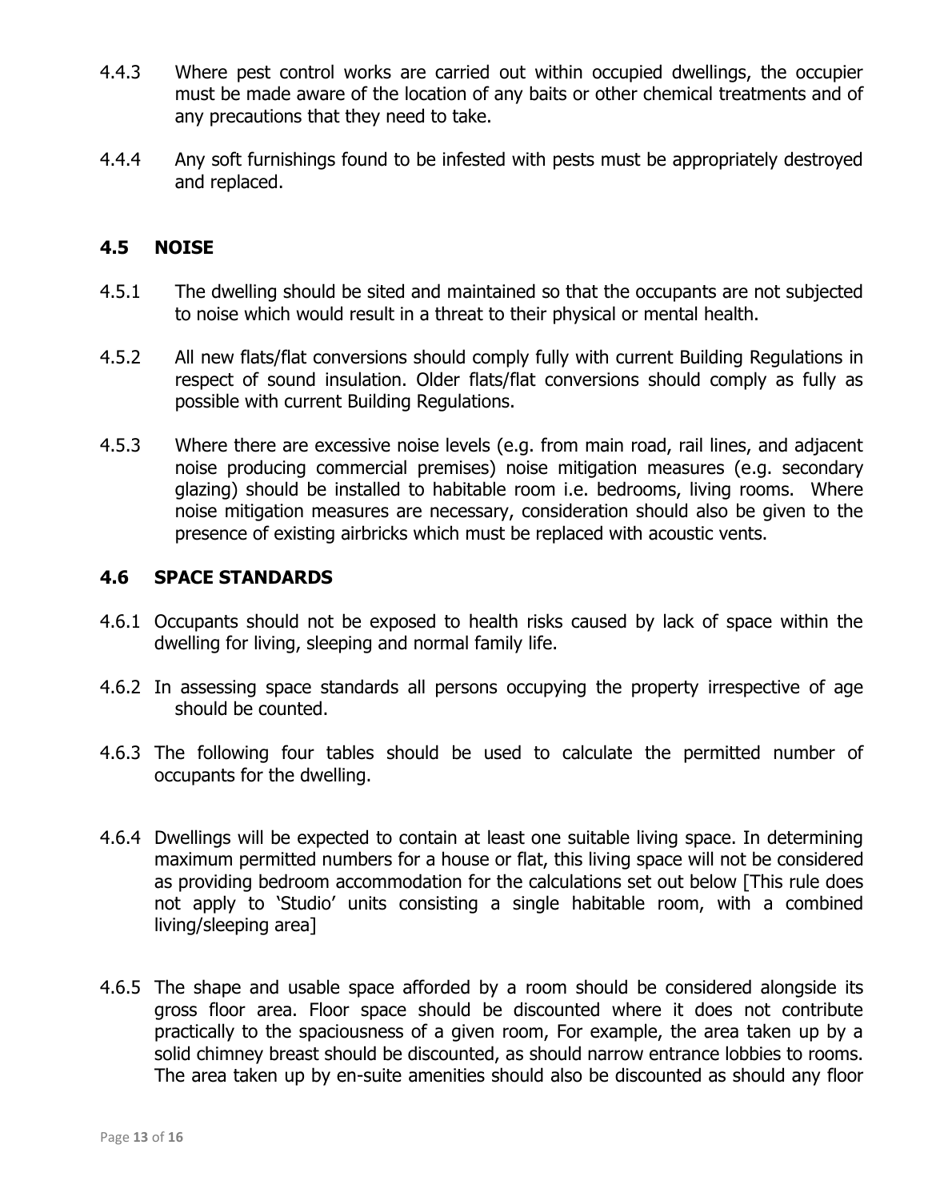4.4.3 Where pest control works are carried out within occupied dwellings, the occupier must be made aware of the location of any baits or other chemical treatments and of any precautions that they need to take.

4.4.4 Any soft furnishings found to be infested with pests must be appropriately destroyed and replaced.

## 4.5 NOISE

4.5.1 The dwelling should be sited and maintained so that the occupants are not subjected to noise which would result in a threat to their physical or mental health.

4.5.2 All new flats/flat conversions should comply fully with current Building Regulations in respect of sound insulation. Older flats/flat conversions should comply as fully as possible with current Building Regulations.

4.5.3 Where there are excessive noise levels (e.g. from main road, rail lines, and adjacent noise producing commercial premises) noise mitigation measures (e.g. secondary glazing) should be installed to habitable room i.e. bedrooms, living rooms. Where noise mitigation measures are necessary, consideration should also be given to the presence of existing airbricks which must be replaced with acoustic vents.

## 4.6 SPACE STANDARDS

4.6.1 Occupants should not be exposed to health risks caused by lack of space within the dwelling for living, sleeping and normal family life.

4.6.2 In assessing space standards all persons occupying the property irrespective of age should be counted.

4.6.3 The following four tables should be used to calculate the permitted number of occupants for the dwelling.

4.6.4 Dwellings will be expected to contain at least one suitable living space. In determining maximum permitted numbers for a house or flat, this living space will not be considered as providing bedroom accommodation for the calculations set out below [This rule does not apply to 'Studio' units consisting a single habitable room, with a combined living/sleeping area]

4.6.5 The shape and usable space afforded by a room should be considered alongside its gross floor area. Floor space should be discounted where it does not contribute practically to the spaciousness of a given room, For example, the area taken up by a solid chimney breast should be discounted, as should narrow entrance lobbies to rooms. The area taken up by en-suite amenities should also be discounted as should any floor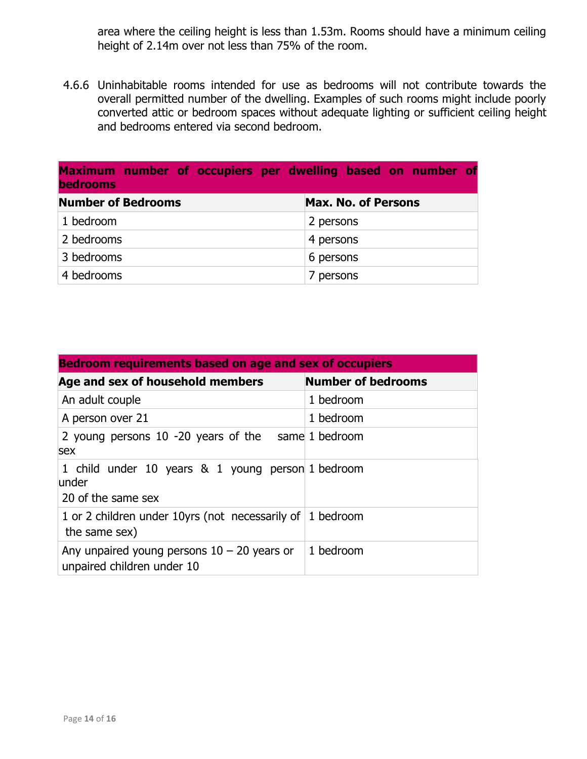area where the ceiling height is less than 1.53m. Rooms should have a minimum ceiling height of 2.14m over not less than 75% of the room.

4.6.6 Uninhabitable rooms intended for use as bedrooms will not contribute towards the overall permitted number of the dwelling. Examples of such rooms might include poorly converted attic or bedroom spaces without adequate lighting or sufficient ceiling height and bedrooms entered via second bedroom.

| **Maximum number of occupiers per dwelling based on number of bedrooms** | |
|---|---|
| **Number of Bedrooms** | **Max. No. of Persons** |
| 1 bedroom | 2 persons |
| 2 bedrooms | 4 persons |
| 3 bedrooms | 6 persons |
| 4 bedrooms | 7 persons |

| **Bedroom requirements based on age and sex of occupiers** | |
|---|---|
| **Age and sex of household members** | **Number of bedrooms** |
| An adult couple | 1 bedroom |
| A person over 21 | 1 bedroom |
| 2 young persons 10 -20 years of the same sex | 1 bedroom |
| 1 child under 10 years & 1 young person under 20 of the same sex | 1 bedroom |
| 1 or 2 children under 10yrs (not necessarily of the same sex) | 1 bedroom |
| Any unpaired young persons 10 – 20 years or unpaired children under 10 | 1 bedroom |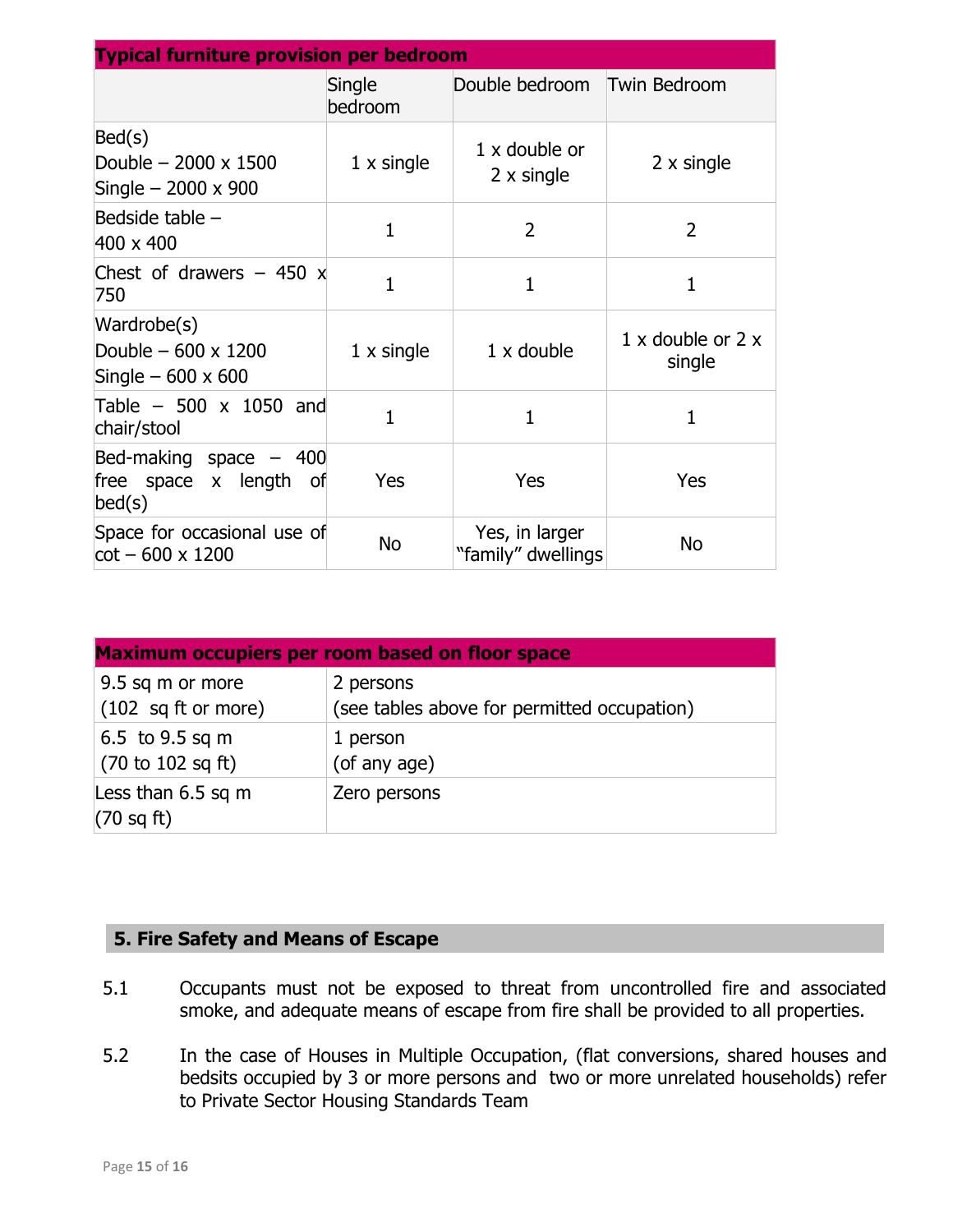| Typical furniture provision per bedroom | | | |
|---|---|---|---|
| | Single bedroom | Double bedroom | Twin Bedroom |
| Bed(s)<br>Double – 2000 x 1500<br>Single – 2000 x 900 | 1 x single | 1 x double or 2 x single | 2 x single |
| Bedside table – 400 x 400 | 1 | 2 | 2 |
| Chest of drawers – 450 x 750 | 1 | 1 | 1 |
| Wardrobe(s)<br>Double – 600 x 1200<br>Single – 600 x 600 | 1 x single | 1 x double | 1 x double or 2 x single |
| Table – 500 x 1050 and chair/stool | 1 | 1 | 1 |
| Bed-making space – 400 free space x length of bed(s) | Yes | Yes | Yes |
| Space for occasional use of cot – 600 x 1200 | No | Yes, in larger "family" dwellings | No |

| Maximum occupiers per room based on floor space | |
|---|---|
| 9.5 sq m or more<br>(102 sq ft or more) | 2 persons<br>(see tables above for permitted occupation) |
| 6.5 to 9.5 sq m<br>(70 to 102 sq ft) | 1 person<br>(of any age) |
| Less than 6.5 sq m<br>(70 sq ft) | Zero persons |

## 5. Fire Safety and Means of Escape

5.1 Occupants must not be exposed to threat from uncontrolled fire and associated smoke, and adequate means of escape from fire shall be provided to all properties.

5.2 In the case of Houses in Multiple Occupation, (flat conversions, shared houses and bedsits occupied by 3 or more persons and two or more unrelated households) refer to Private Sector Housing Standards Team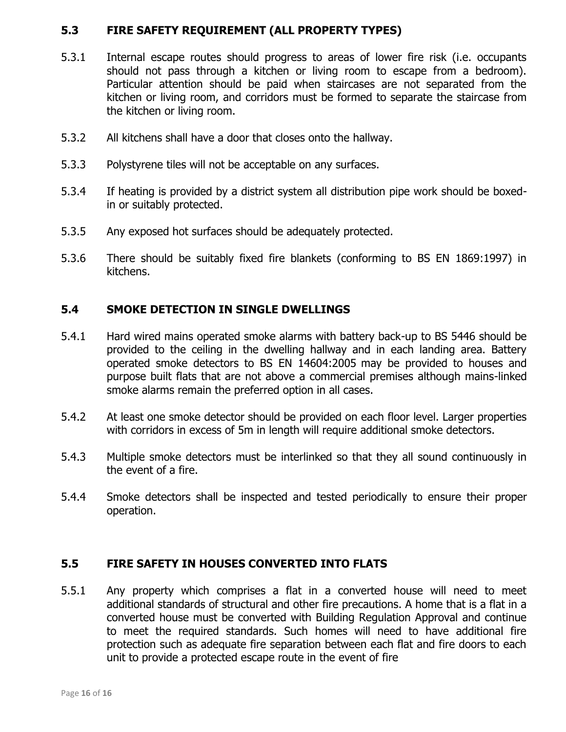## 5.3 FIRE SAFETY REQUIREMENT (ALL PROPERTY TYPES)

5.3.1 Internal escape routes should progress to areas of lower fire risk (i.e. occupants should not pass through a kitchen or living room to escape from a bedroom). Particular attention should be paid when staircases are not separated from the kitchen or living room, and corridors must be formed to separate the staircase from the kitchen or living room.

5.3.2 All kitchens shall have a door that closes onto the hallway.

5.3.3 Polystyrene tiles will not be acceptable on any surfaces.

5.3.4 If heating is provided by a district system all distribution pipe work should be boxed-in or suitably protected.

5.3.5 Any exposed hot surfaces should be adequately protected.

5.3.6 There should be suitably fixed fire blankets (conforming to BS EN 1869:1997) in kitchens.

## 5.4 SMOKE DETECTION IN SINGLE DWELLINGS

5.4.1 Hard wired mains operated smoke alarms with battery back-up to BS 5446 should be provided to the ceiling in the dwelling hallway and in each landing area. Battery operated smoke detectors to BS EN 14604:2005 may be provided to houses and purpose built flats that are not above a commercial premises although mains-linked smoke alarms remain the preferred option in all cases.

5.4.2 At least one smoke detector should be provided on each floor level. Larger properties with corridors in excess of 5m in length will require additional smoke detectors.

5.4.3 Multiple smoke detectors must be interlinked so that they all sound continuously in the event of a fire.

5.4.4 Smoke detectors shall be inspected and tested periodically to ensure their proper operation.

## 5.5 FIRE SAFETY IN HOUSES CONVERTED INTO FLATS

5.5.1 Any property which comprises a flat in a converted house will need to meet additional standards of structural and other fire precautions. A home that is a flat in a converted house must be converted with Building Regulation Approval and continue to meet the required standards. Such homes will need to have additional fire protection such as adequate fire separation between each flat and fire doors to each unit to provide a protected escape route in the event of fire